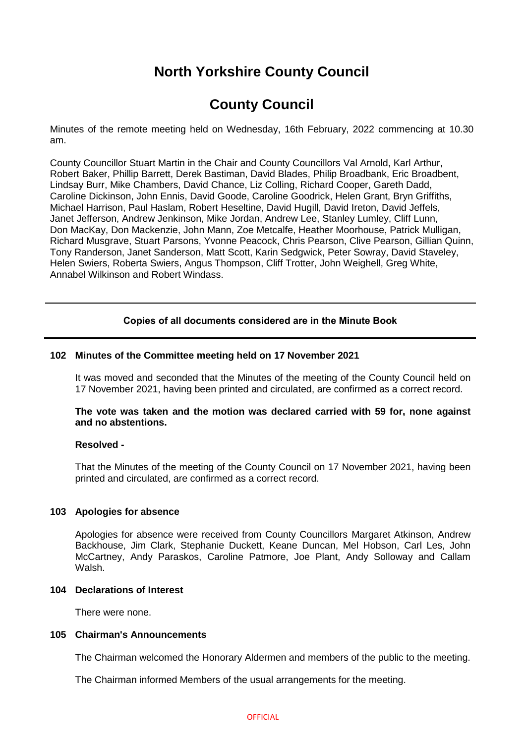# North Yorkshire County Council

# County Council

Minutes of the remote meeting held on Wednesday, 16th February, 2022 commencing at 10.30 am.

County Councillor Stuart Martin in the Chair and County Councillors Val Arnold, Karl Arthur, Robert Baker, Phillip Barrett, Derek Bastiman, David Blades, Philip Broadbank, Eric Broadbent, Lindsay Burr, Mike Chambers, David Chance, Liz Colling, Richard Cooper, Gareth Dadd, Caroline Dickinson, John Ennis, David Goode, Caroline Goodrick, Helen Grant, Bryn Griffiths, Michael Harrison, Paul Haslam, Robert Heseltine, David Hugill, David Ireton, David Jeffels, Janet Jefferson, Andrew Jenkinson, Mike Jordan, Andrew Lee, Stanley Lumley, Cliff Lunn, Don MacKay, Don Mackenzie, John Mann, Zoe Metcalfe, Heather Moorhouse, Patrick Mulligan, Richard Musgrave, Stuart Parsons, Yvonne Peacock, Chris Pearson, Clive Pearson, Gillian Quinn, Tony Randerson, Janet Sanderson, Matt Scott, Karin Sedgwick, Peter Sowray, David Staveley, Helen Swiers, Roberta Swiers, Angus Thompson, Cliff Trotter, John Weighell, Greg White, Annabel Wilkinson and Robert Windass.

---

**Copies of all documents considered are in the Minute Book**

---

### 102 Minutes of the Committee meeting held on 17 November 2021

It was moved and seconded that the Minutes of the meeting of the County Council held on 17 November 2021, having been printed and circulated, are confirmed as a correct record.

**The vote was taken and the motion was declared carried with 59 for, none against and no abstentions.**

**Resolved -**

That the Minutes of the meeting of the County Council on 17 November 2021, having been printed and circulated, are confirmed as a correct record.

### 103 Apologies for absence

Apologies for absence were received from County Councillors Margaret Atkinson, Andrew Backhouse, Jim Clark, Stephanie Duckett, Keane Duncan, Mel Hobson, Carl Les, John McCartney, Andy Paraskos, Caroline Patmore, Joe Plant, Andy Solloway and Callam Walsh.

### 104 Declarations of Interest

There were none.

### 105 Chairman's Announcements

The Chairman welcomed the Honorary Aldermen and members of the public to the meeting.

The Chairman informed Members of the usual arrangements for the meeting.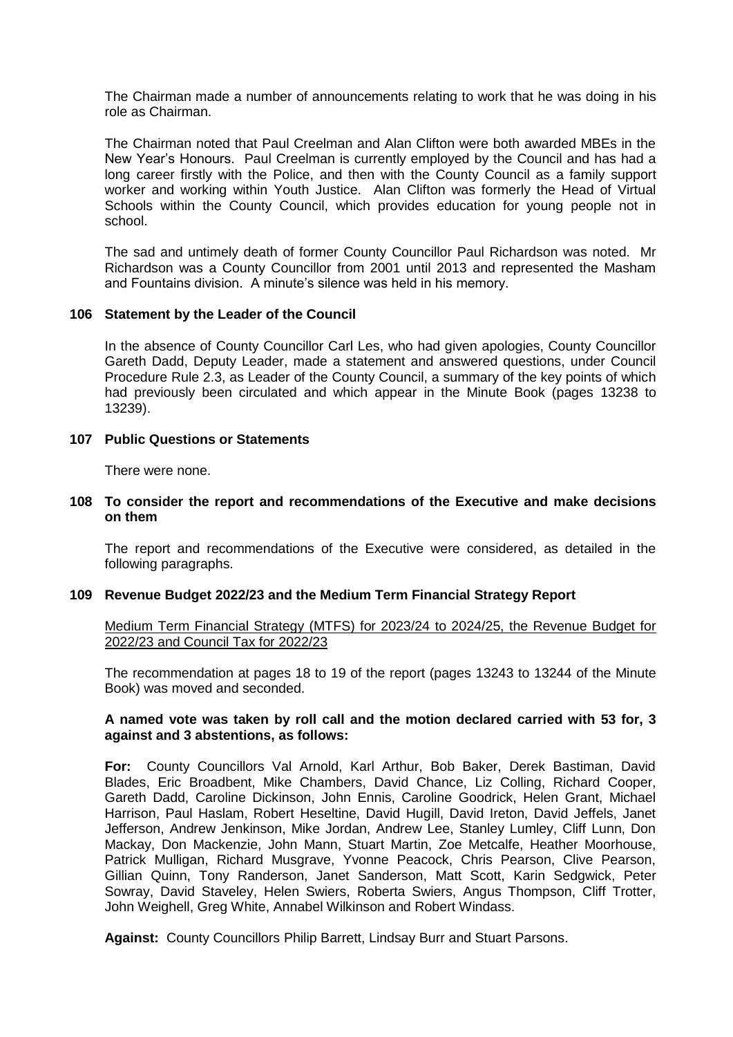The Chairman made a number of announcements relating to work that he was doing in his role as Chairman.

The Chairman noted that Paul Creelman and Alan Clifton were both awarded MBEs in the New Year's Honours. Paul Creelman is currently employed by the Council and has had a long career firstly with the Police, and then with the County Council as a family support worker and working within Youth Justice. Alan Clifton was formerly the Head of Virtual Schools within the County Council, which provides education for young people not in school.

The sad and untimely death of former County Councillor Paul Richardson was noted. Mr Richardson was a County Councillor from 2001 until 2013 and represented the Masham and Fountains division. A minute's silence was held in his memory.

## 106 Statement by the Leader of the Council

In the absence of County Councillor Carl Les, who had given apologies, County Councillor Gareth Dadd, Deputy Leader, made a statement and answered questions, under Council Procedure Rule 2.3, as Leader of the County Council, a summary of the key points of which had previously been circulated and which appear in the Minute Book (pages 13238 to 13239).

## 107 Public Questions or Statements

There were none.

## 108 To consider the report and recommendations of the Executive and make decisions on them

The report and recommendations of the Executive were considered, as detailed in the following paragraphs.

## 109 Revenue Budget 2022/23 and the Medium Term Financial Strategy Report

Medium Term Financial Strategy (MTFS) for 2023/24 to 2024/25, the Revenue Budget for 2022/23 and Council Tax for 2022/23

The recommendation at pages 18 to 19 of the report (pages 13243 to 13244 of the Minute Book) was moved and seconded.

**A named vote was taken by roll call and the motion declared carried with 53 for, 3 against and 3 abstentions, as follows:**

**For:** County Councillors Val Arnold, Karl Arthur, Bob Baker, Derek Bastiman, David Blades, Eric Broadbent, Mike Chambers, David Chance, Liz Colling, Richard Cooper, Gareth Dadd, Caroline Dickinson, John Ennis, Caroline Goodrick, Helen Grant, Michael Harrison, Paul Haslam, Robert Heseltine, David Hugill, David Ireton, David Jeffels, Janet Jefferson, Andrew Jenkinson, Mike Jordan, Andrew Lee, Stanley Lumley, Cliff Lunn, Don Mackay, Don Mackenzie, John Mann, Stuart Martin, Zoe Metcalfe, Heather Moorhouse, Patrick Mulligan, Richard Musgrave, Yvonne Peacock, Chris Pearson, Clive Pearson, Gillian Quinn, Tony Randerson, Janet Sanderson, Matt Scott, Karin Sedgwick, Peter Sowray, David Staveley, Helen Swiers, Roberta Swiers, Angus Thompson, Cliff Trotter, John Weighell, Greg White, Annabel Wilkinson and Robert Windass.

**Against:** County Councillors Philip Barrett, Lindsay Burr and Stuart Parsons.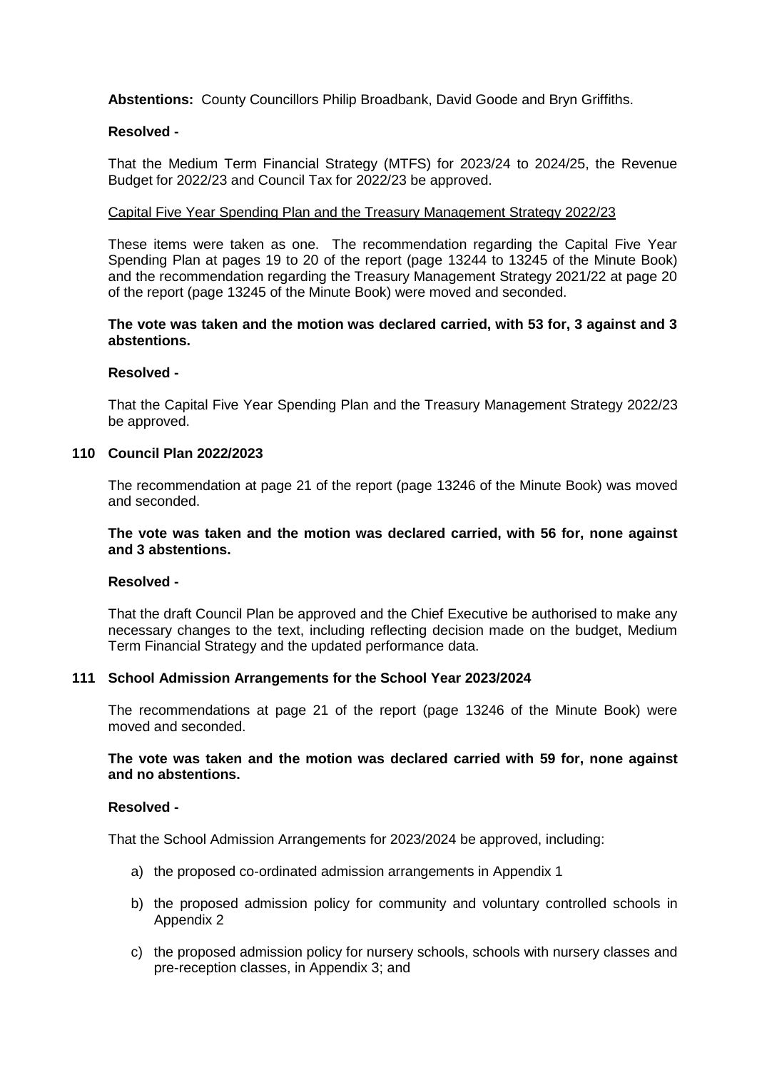**Abstentions:** County Councillors Philip Broadbank, David Goode and Bryn Griffiths.

**Resolved -**

That the Medium Term Financial Strategy (MTFS) for 2023/24 to 2024/25, the Revenue Budget for 2022/23 and Council Tax for 2022/23 be approved.

Capital Five Year Spending Plan and the Treasury Management Strategy 2022/23

These items were taken as one. The recommendation regarding the Capital Five Year Spending Plan at pages 19 to 20 of the report (page 13244 to 13245 of the Minute Book) and the recommendation regarding the Treasury Management Strategy 2021/22 at page 20 of the report (page 13245 of the Minute Book) were moved and seconded.

**The vote was taken and the motion was declared carried, with 53 for, 3 against and 3 abstentions.**

**Resolved -**

That the Capital Five Year Spending Plan and the Treasury Management Strategy 2022/23 be approved.

## 110 Council Plan 2022/2023

The recommendation at page 21 of the report (page 13246 of the Minute Book) was moved and seconded.

**The vote was taken and the motion was declared carried, with 56 for, none against and 3 abstentions.**

**Resolved -**

That the draft Council Plan be approved and the Chief Executive be authorised to make any necessary changes to the text, including reflecting decision made on the budget, Medium Term Financial Strategy and the updated performance data.

## 111 School Admission Arrangements for the School Year 2023/2024

The recommendations at page 21 of the report (page 13246 of the Minute Book) were moved and seconded.

**The vote was taken and the motion was declared carried with 59 for, none against and no abstentions.**

**Resolved -**

That the School Admission Arrangements for 2023/2024 be approved, including:

a) the proposed co-ordinated admission arrangements in Appendix 1

b) the proposed admission policy for community and voluntary controlled schools in Appendix 2

c) the proposed admission policy for nursery schools, schools with nursery classes and pre-reception classes, in Appendix 3; and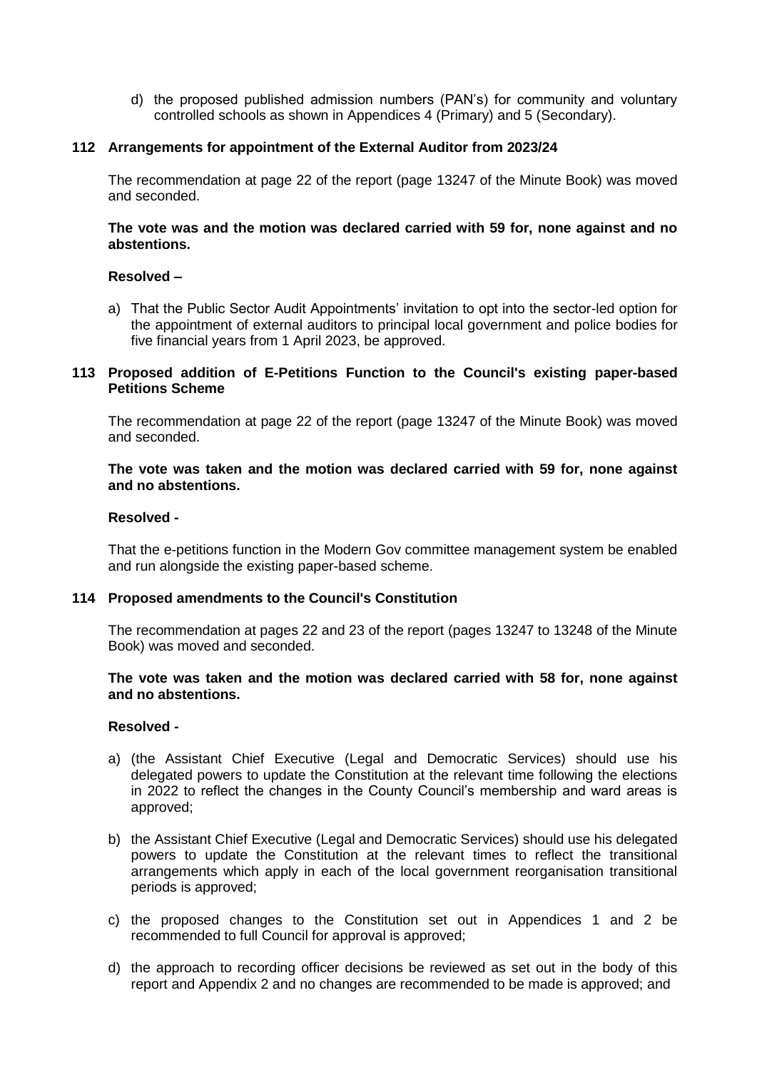d) the proposed published admission numbers (PAN's) for community and voluntary controlled schools as shown in Appendices 4 (Primary) and 5 (Secondary).

### 112 Arrangements for appointment of the External Auditor from 2023/24

The recommendation at page 22 of the report (page 13247 of the Minute Book) was moved and seconded.

**The vote was and the motion was declared carried with 59 for, none against and no abstentions.**

**Resolved –**

a) That the Public Sector Audit Appointments' invitation to opt into the sector-led option for the appointment of external auditors to principal local government and police bodies for five financial years from 1 April 2023, be approved.

### 113 Proposed addition of E-Petitions Function to the Council's existing paper-based Petitions Scheme

The recommendation at page 22 of the report (page 13247 of the Minute Book) was moved and seconded.

**The vote was taken and the motion was declared carried with 59 for, none against and no abstentions.**

**Resolved -**

That the e-petitions function in the Modern Gov committee management system be enabled and run alongside the existing paper-based scheme.

### 114 Proposed amendments to the Council's Constitution

The recommendation at pages 22 and 23 of the report (pages 13247 to 13248 of the Minute Book) was moved and seconded.

**The vote was taken and the motion was declared carried with 58 for, none against and no abstentions.**

**Resolved -**

a) (the Assistant Chief Executive (Legal and Democratic Services) should use his delegated powers to update the Constitution at the relevant time following the elections in 2022 to reflect the changes in the County Council's membership and ward areas is approved;

b) the Assistant Chief Executive (Legal and Democratic Services) should use his delegated powers to update the Constitution at the relevant times to reflect the transitional arrangements which apply in each of the local government reorganisation transitional periods is approved;

c) the proposed changes to the Constitution set out in Appendices 1 and 2 be recommended to full Council for approval is approved;

d) the approach to recording officer decisions be reviewed as set out in the body of this report and Appendix 2 and no changes are recommended to be made is approved; and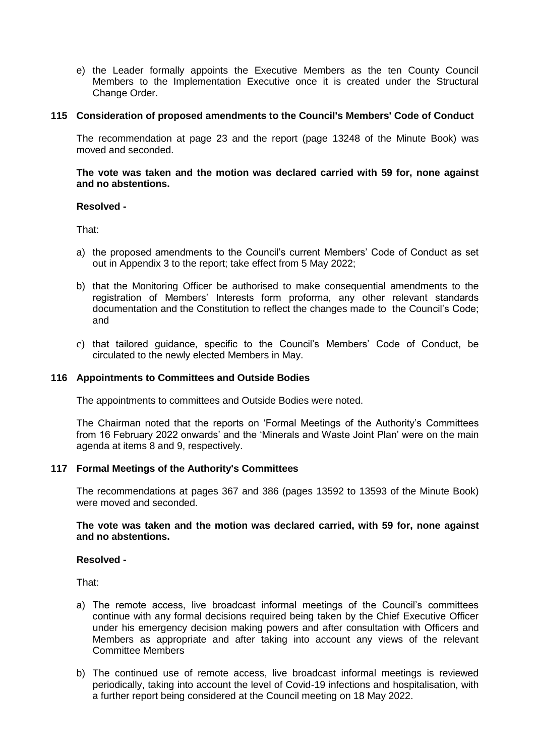e) the Leader formally appoints the Executive Members as the ten County Council Members to the Implementation Executive once it is created under the Structural Change Order.

### 115 Consideration of proposed amendments to the Council's Members' Code of Conduct

The recommendation at page 23 and the report (page 13248 of the Minute Book) was moved and seconded.

**The vote was taken and the motion was declared carried with 59 for, none against and no abstentions.**

**Resolved -**

That:

a) the proposed amendments to the Council's current Members' Code of Conduct as set out in Appendix 3 to the report; take effect from 5 May 2022;

b) that the Monitoring Officer be authorised to make consequential amendments to the registration of Members' Interests form proforma, any other relevant standards documentation and the Constitution to reflect the changes made to the Council's Code; and

c) that tailored guidance, specific to the Council's Members' Code of Conduct, be circulated to the newly elected Members in May.

### 116 Appointments to Committees and Outside Bodies

The appointments to committees and Outside Bodies were noted.

The Chairman noted that the reports on 'Formal Meetings of the Authority's Committees from 16 February 2022 onwards' and the 'Minerals and Waste Joint Plan' were on the main agenda at items 8 and 9, respectively.

### 117 Formal Meetings of the Authority's Committees

The recommendations at pages 367 and 386 (pages 13592 to 13593 of the Minute Book) were moved and seconded.

**The vote was taken and the motion was declared carried, with 59 for, none against and no abstentions.**

**Resolved -**

That:

a) The remote access, live broadcast informal meetings of the Council's committees continue with any formal decisions required being taken by the Chief Executive Officer under his emergency decision making powers and after consultation with Officers and Members as appropriate and after taking into account any views of the relevant Committee Members

b) The continued use of remote access, live broadcast informal meetings is reviewed periodically, taking into account the level of Covid-19 infections and hospitalisation, with a further report being considered at the Council meeting on 18 May 2022.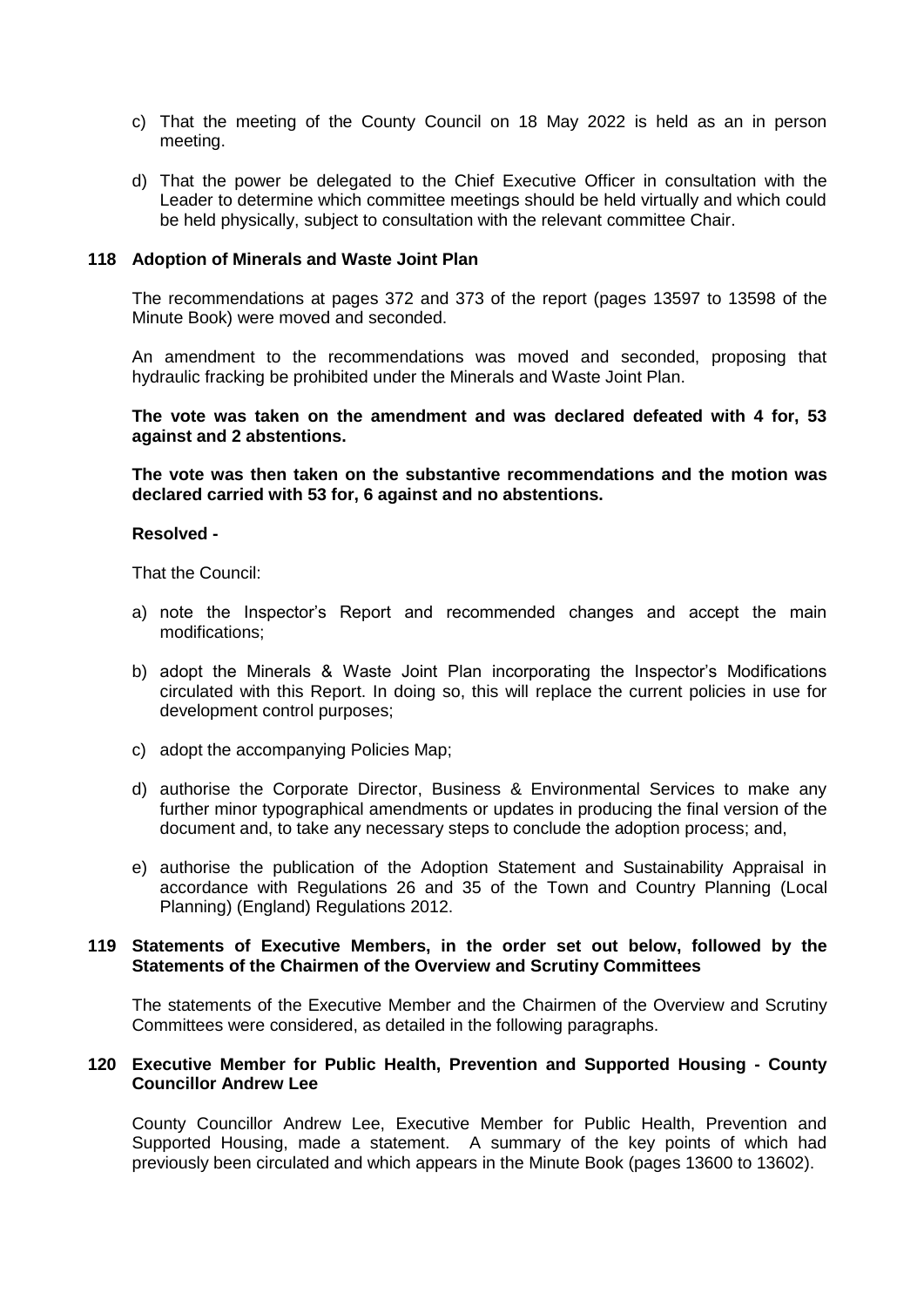c) That the meeting of the County Council on 18 May 2022 is held as an in person meeting.

d) That the power be delegated to the Chief Executive Officer in consultation with the Leader to determine which committee meetings should be held virtually and which could be held physically, subject to consultation with the relevant committee Chair.

### 118 Adoption of Minerals and Waste Joint Plan

The recommendations at pages 372 and 373 of the report (pages 13597 to 13598 of the Minute Book) were moved and seconded.

An amendment to the recommendations was moved and seconded, proposing that hydraulic fracking be prohibited under the Minerals and Waste Joint Plan.

**The vote was taken on the amendment and was declared defeated with 4 for, 53 against and 2 abstentions.**

**The vote was then taken on the substantive recommendations and the motion was declared carried with 53 for, 6 against and no abstentions.**

**Resolved -**

That the Council:

a) note the Inspector's Report and recommended changes and accept the main modifications;

b) adopt the Minerals & Waste Joint Plan incorporating the Inspector's Modifications circulated with this Report. In doing so, this will replace the current policies in use for development control purposes;

c) adopt the accompanying Policies Map;

d) authorise the Corporate Director, Business & Environmental Services to make any further minor typographical amendments or updates in producing the final version of the document and, to take any necessary steps to conclude the adoption process; and,

e) authorise the publication of the Adoption Statement and Sustainability Appraisal in accordance with Regulations 26 and 35 of the Town and Country Planning (Local Planning) (England) Regulations 2012.

### 119 Statements of Executive Members, in the order set out below, followed by the Statements of the Chairmen of the Overview and Scrutiny Committees

The statements of the Executive Member and the Chairmen of the Overview and Scrutiny Committees were considered, as detailed in the following paragraphs.

### 120 Executive Member for Public Health, Prevention and Supported Housing - County Councillor Andrew Lee

County Councillor Andrew Lee, Executive Member for Public Health, Prevention and Supported Housing, made a statement. A summary of the key points of which had previously been circulated and which appears in the Minute Book (pages 13600 to 13602).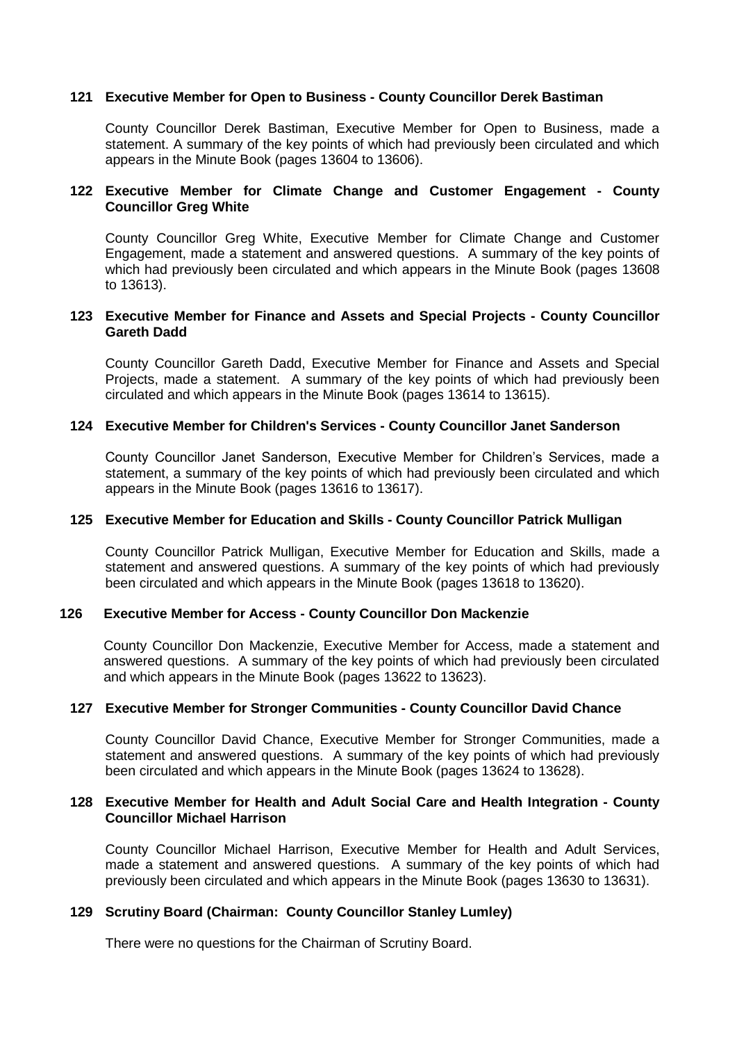**121 Executive Member for Open to Business - County Councillor Derek Bastiman**

County Councillor Derek Bastiman, Executive Member for Open to Business, made a statement. A summary of the key points of which had previously been circulated and which appears in the Minute Book (pages 13604 to 13606).

**122 Executive Member for Climate Change and Customer Engagement - County Councillor Greg White**

County Councillor Greg White, Executive Member for Climate Change and Customer Engagement, made a statement and answered questions. A summary of the key points of which had previously been circulated and which appears in the Minute Book (pages 13608 to 13613).

**123 Executive Member for Finance and Assets and Special Projects - County Councillor Gareth Dadd**

County Councillor Gareth Dadd, Executive Member for Finance and Assets and Special Projects, made a statement. A summary of the key points of which had previously been circulated and which appears in the Minute Book (pages 13614 to 13615).

**124 Executive Member for Children's Services - County Councillor Janet Sanderson**

County Councillor Janet Sanderson, Executive Member for Children's Services, made a statement, a summary of the key points of which had previously been circulated and which appears in the Minute Book (pages 13616 to 13617).

**125 Executive Member for Education and Skills - County Councillor Patrick Mulligan**

County Councillor Patrick Mulligan, Executive Member for Education and Skills, made a statement and answered questions. A summary of the key points of which had previously been circulated and which appears in the Minute Book (pages 13618 to 13620).

**126 Executive Member for Access - County Councillor Don Mackenzie**

County Councillor Don Mackenzie, Executive Member for Access, made a statement and answered questions. A summary of the key points of which had previously been circulated and which appears in the Minute Book (pages 13622 to 13623).

**127 Executive Member for Stronger Communities - County Councillor David Chance**

County Councillor David Chance, Executive Member for Stronger Communities, made a statement and answered questions. A summary of the key points of which had previously been circulated and which appears in the Minute Book (pages 13624 to 13628).

**128 Executive Member for Health and Adult Social Care and Health Integration - County Councillor Michael Harrison**

County Councillor Michael Harrison, Executive Member for Health and Adult Services, made a statement and answered questions. A summary of the key points of which had previously been circulated and which appears in the Minute Book (pages 13630 to 13631).

**129 Scrutiny Board (Chairman: County Councillor Stanley Lumley)**

There were no questions for the Chairman of Scrutiny Board.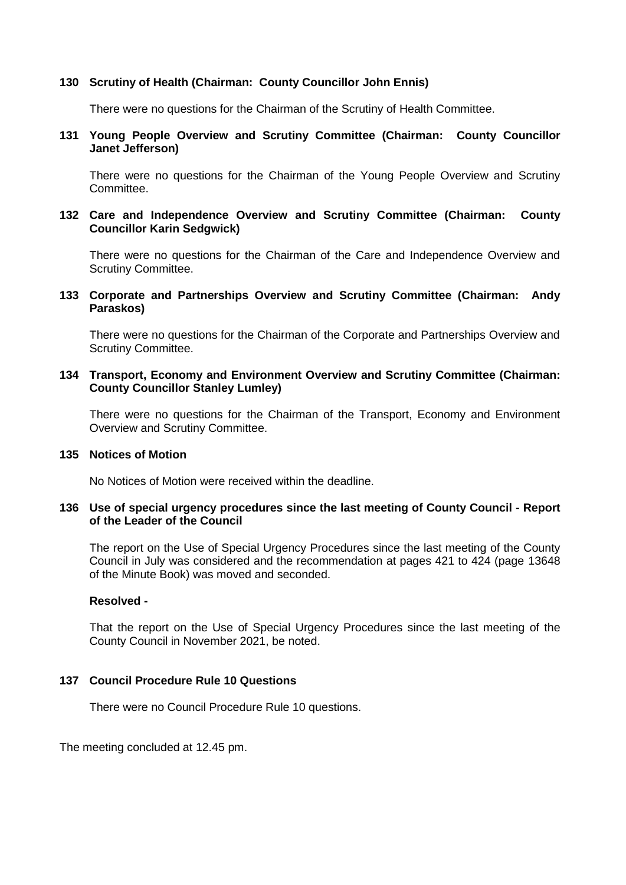**130 Scrutiny of Health (Chairman: County Councillor John Ennis)**

There were no questions for the Chairman of the Scrutiny of Health Committee.

**131 Young People Overview and Scrutiny Committee (Chairman: County Councillor Janet Jefferson)**

There were no questions for the Chairman of the Young People Overview and Scrutiny Committee.

**132 Care and Independence Overview and Scrutiny Committee (Chairman: County Councillor Karin Sedgwick)**

There were no questions for the Chairman of the Care and Independence Overview and Scrutiny Committee.

**133 Corporate and Partnerships Overview and Scrutiny Committee (Chairman: Andy Paraskos)**

There were no questions for the Chairman of the Corporate and Partnerships Overview and Scrutiny Committee.

**134 Transport, Economy and Environment Overview and Scrutiny Committee (Chairman: County Councillor Stanley Lumley)**

There were no questions for the Chairman of the Transport, Economy and Environment Overview and Scrutiny Committee.

**135 Notices of Motion**

No Notices of Motion were received within the deadline.

**136 Use of special urgency procedures since the last meeting of County Council - Report of the Leader of the Council**

The report on the Use of Special Urgency Procedures since the last meeting of the County Council in July was considered and the recommendation at pages 421 to 424 (page 13648 of the Minute Book) was moved and seconded.

**Resolved -**

That the report on the Use of Special Urgency Procedures since the last meeting of the County Council in November 2021, be noted.

**137 Council Procedure Rule 10 Questions**

There were no Council Procedure Rule 10 questions.

The meeting concluded at 12.45 pm.